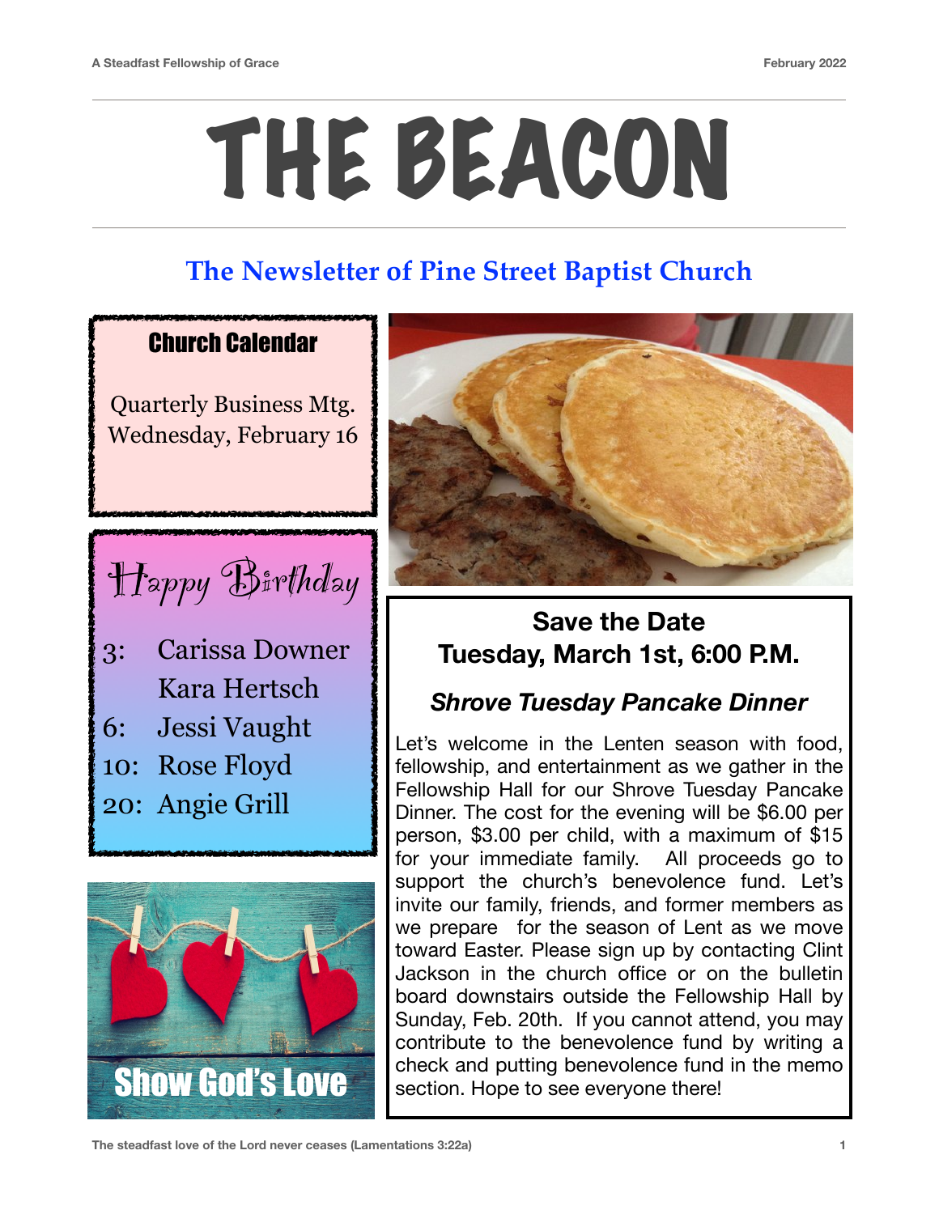# THE BEACON

## The Newsletter of Pine Street Baptist Church

### Church Calendar

Quarterly Business Mtg.
Wednesday, February 16

### Happy Birthday

3: Carissa Downer
Kara Hertsch
6: Jessi Vaught
10: Rose Floyd
20: Angie Grill

Show God's Love

### Save the Date
### Tuesday, March 1st, 6:00 P.M.

#### *Shrove Tuesday Pancake Dinner*

Let's welcome in the Lenten season with food, fellowship, and entertainment as we gather in the Fellowship Hall for our Shrove Tuesday Pancake Dinner. The cost for the evening will be $6.00 per person, $3.00 per child, with a maximum of $15 for your immediate family. All proceeds go to support the church's benevolence fund. Let's invite our family, friends, and former members as we prepare for the season of Lent as we move toward Easter. Please sign up by contacting Clint Jackson in the church office or on the bulletin board downstairs outside the Fellowship Hall by Sunday, Feb. 20th. If you cannot attend, you may contribute to the benevolence fund by writing a check and putting benevolence fund in the memo section. Hope to see everyone there!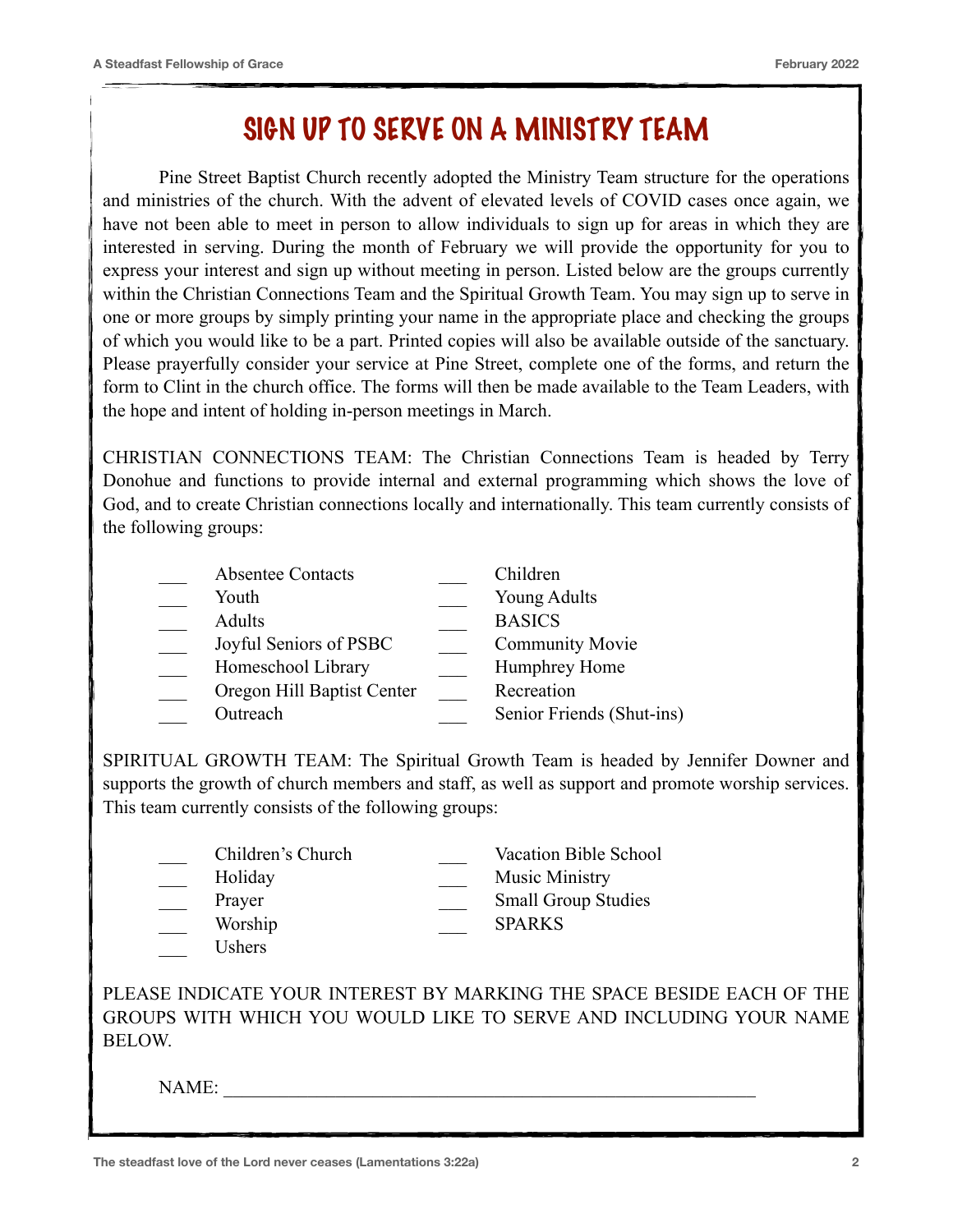# SIGN UP TO SERVE ON A MINISTRY TEAM

Pine Street Baptist Church recently adopted the Ministry Team structure for the operations and ministries of the church. With the advent of elevated levels of COVID cases once again, we have not been able to meet in person to allow individuals to sign up for areas in which they are interested in serving. During the month of February we will provide the opportunity for you to express your interest and sign up without meeting in person. Listed below are the groups currently within the Christian Connections Team and the Spiritual Growth Team. You may sign up to serve in one or more groups by simply printing your name in the appropriate place and checking the groups of which you would like to be a part. Printed copies will also be available outside of the sanctuary. Please prayerfully consider your service at Pine Street, complete one of the forms, and return the form to Clint in the church office. The forms will then be made available to the Team Leaders, with the hope and intent of holding in-person meetings in March.

CHRISTIAN CONNECTIONS TEAM: The Christian Connections Team is headed by Terry Donohue and functions to provide internal and external programming which shows the love of God, and to create Christian connections locally and internationally. This team currently consists of the following groups:

___ Absentee Contacts
___ Youth
___ Adults
___ Joyful Seniors of PSBC
___ Homeschool Library
___ Oregon Hill Baptist Center
___ Outreach
___ Children
___ Young Adults
___ BASICS
___ Community Movie
___ Humphrey Home
___ Recreation
___ Senior Friends (Shut-ins)

SPIRITUAL GROWTH TEAM: The Spiritual Growth Team is headed by Jennifer Downer and supports the growth of church members and staff, as well as support and promote worship services. This team currently consists of the following groups:

___ Children's Church
___ Holiday
___ Prayer
___ Worship
___ Ushers
___ Vacation Bible School
___ Music Ministry
___ Small Group Studies
___ SPARKS

PLEASE INDICATE YOUR INTEREST BY MARKING THE SPACE BESIDE EACH OF THE GROUPS WITH WHICH YOU WOULD LIKE TO SERVE AND INCLUDING YOUR NAME BELOW.

NAME: ____________________________________________________________